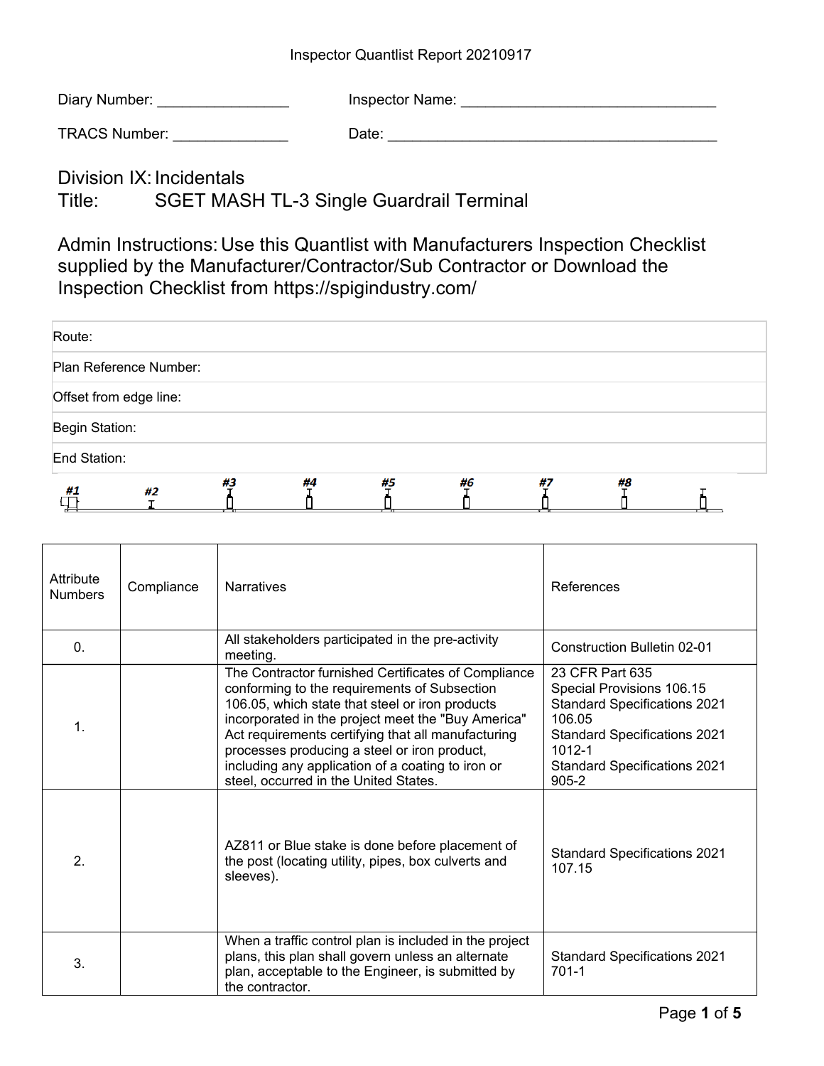Inspector Quantlist Report 20210917

Diary Number: ________________ Inspector Name: _______________________________

TRACS Number: ______________ Date: _________________________________________

# Division IX: Incidentals

## Title: SGET MASH TL-3 Single Guardrail Terminal

Admin Instructions: Use this Quantlist with Manufacturers Inspection Checklist supplied by the Manufacturer/Contractor/Sub Contractor or Download the Inspection Checklist from https://spigindustry.com/

| |
|---|
| Route: |
| Plan Reference Number: |
| Offset from edge line: |
| Begin Station: |
| End Station: |

#1 #2 #3 #4 #5 #6 #7 #8

| Attribute Numbers | Compliance | Narratives | References |
|---|---|---|---|
| 0. | | All stakeholders participated in the pre-activity meeting. | Construction Bulletin 02-01 |
| 1. | | The Contractor furnished Certificates of Compliance conforming to the requirements of Subsection 106.05, which state that steel or iron products incorporated in the project meet the "Buy America" Act requirements certifying that all manufacturing processes producing a steel or iron product, including any application of a coating to iron or steel, occurred in the United States. | 23 CFR Part 635<br>Special Provisions 106.15<br>Standard Specifications 2021 106.05<br>Standard Specifications 2021 1012-1<br>Standard Specifications 2021 905-2 |
| 2. | | AZ811 or Blue stake is done before placement of the post (locating utility, pipes, box culverts and sleeves). | Standard Specifications 2021 107.15 |
| 3. | | When a traffic control plan is included in the project plans, this plan shall govern unless an alternate plan, acceptable to the Engineer, is submitted by the contractor. | Standard Specifications 2021 701-1 |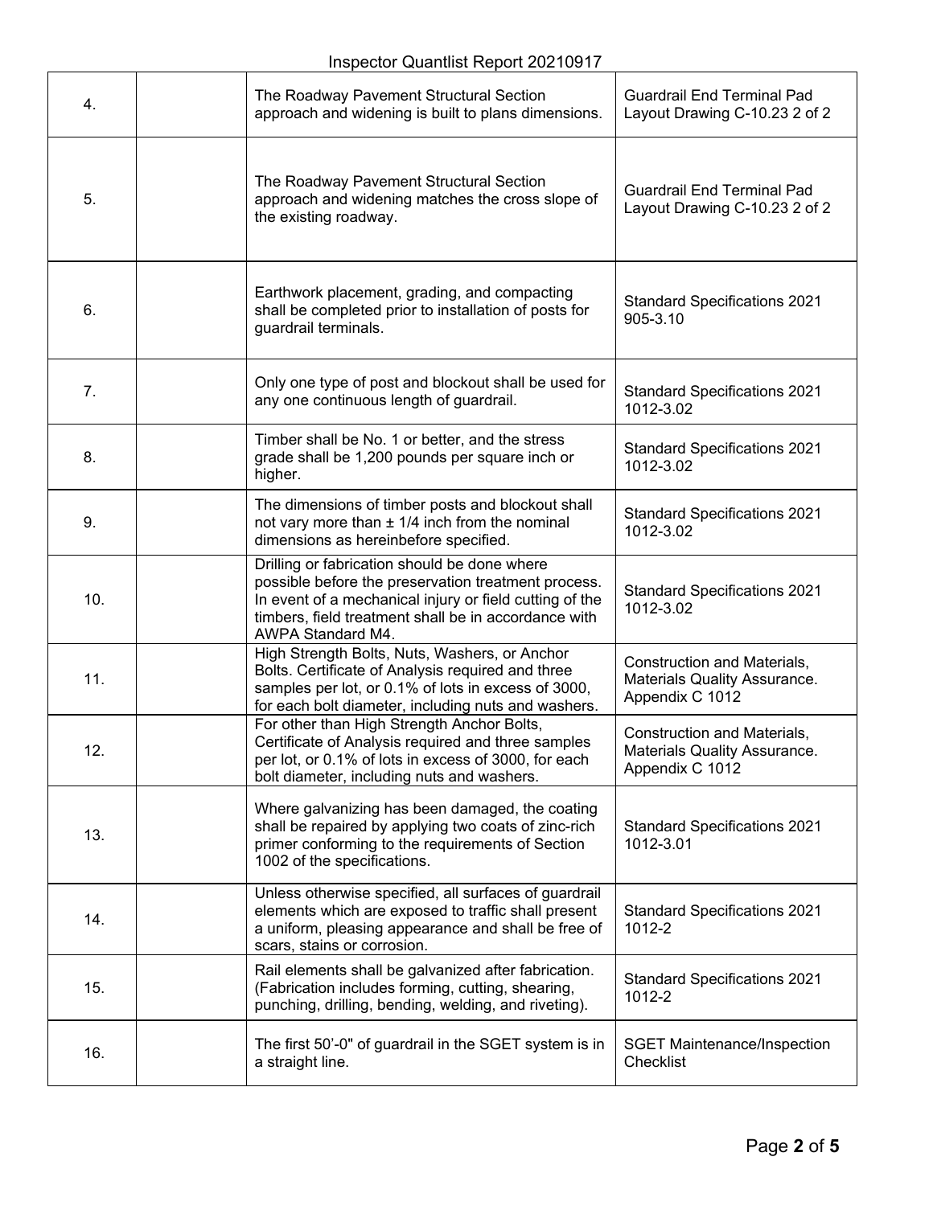| | | | |
|---|---|---|---|
| 4. | | The Roadway Pavement Structural Section approach and widening is built to plans dimensions. | Guardrail End Terminal Pad Layout Drawing C-10.23 2 of 2 |
| 5. | | The Roadway Pavement Structural Section approach and widening matches the cross slope of the existing roadway. | Guardrail End Terminal Pad Layout Drawing C-10.23 2 of 2 |
| 6. | | Earthwork placement, grading, and compacting shall be completed prior to installation of posts for guardrail terminals. | Standard Specifications 2021 905-3.10 |
| 7. | | Only one type of post and blockout shall be used for any one continuous length of guardrail. | Standard Specifications 2021 1012-3.02 |
| 8. | | Timber shall be No. 1 or better, and the stress grade shall be 1,200 pounds per square inch or higher. | Standard Specifications 2021 1012-3.02 |
| 9. | | The dimensions of timber posts and blockout shall not vary more than ± 1/4 inch from the nominal dimensions as hereinbefore specified. | Standard Specifications 2021 1012-3.02 |
| 10. | | Drilling or fabrication should be done where possible before the preservation treatment process. In event of a mechanical injury or field cutting of the timbers, field treatment shall be in accordance with AWPA Standard M4. | Standard Specifications 2021 1012-3.02 |
| 11. | | High Strength Bolts, Nuts, Washers, or Anchor Bolts. Certificate of Analysis required and three samples per lot, or 0.1% of lots in excess of 3000, for each bolt diameter, including nuts and washers. | Construction and Materials, Materials Quality Assurance. Appendix C 1012 |
| 12. | | For other than High Strength Anchor Bolts, Certificate of Analysis required and three samples per lot, or 0.1% of lots in excess of 3000, for each bolt diameter, including nuts and washers. | Construction and Materials, Materials Quality Assurance. Appendix C 1012 |
| 13. | | Where galvanizing has been damaged, the coating shall be repaired by applying two coats of zinc-rich primer conforming to the requirements of Section 1002 of the specifications. | Standard Specifications 2021 1012-3.01 |
| 14. | | Unless otherwise specified, all surfaces of guardrail elements which are exposed to traffic shall present a uniform, pleasing appearance and shall be free of scars, stains or corrosion. | Standard Specifications 2021 1012-2 |
| 15. | | Rail elements shall be galvanized after fabrication. (Fabrication includes forming, cutting, shearing, punching, drilling, bending, welding, and riveting). | Standard Specifications 2021 1012-2 |
| 16. | | The first 50'-0" of guardrail in the SGET system is in a straight line. | SGET Maintenance/Inspection Checklist |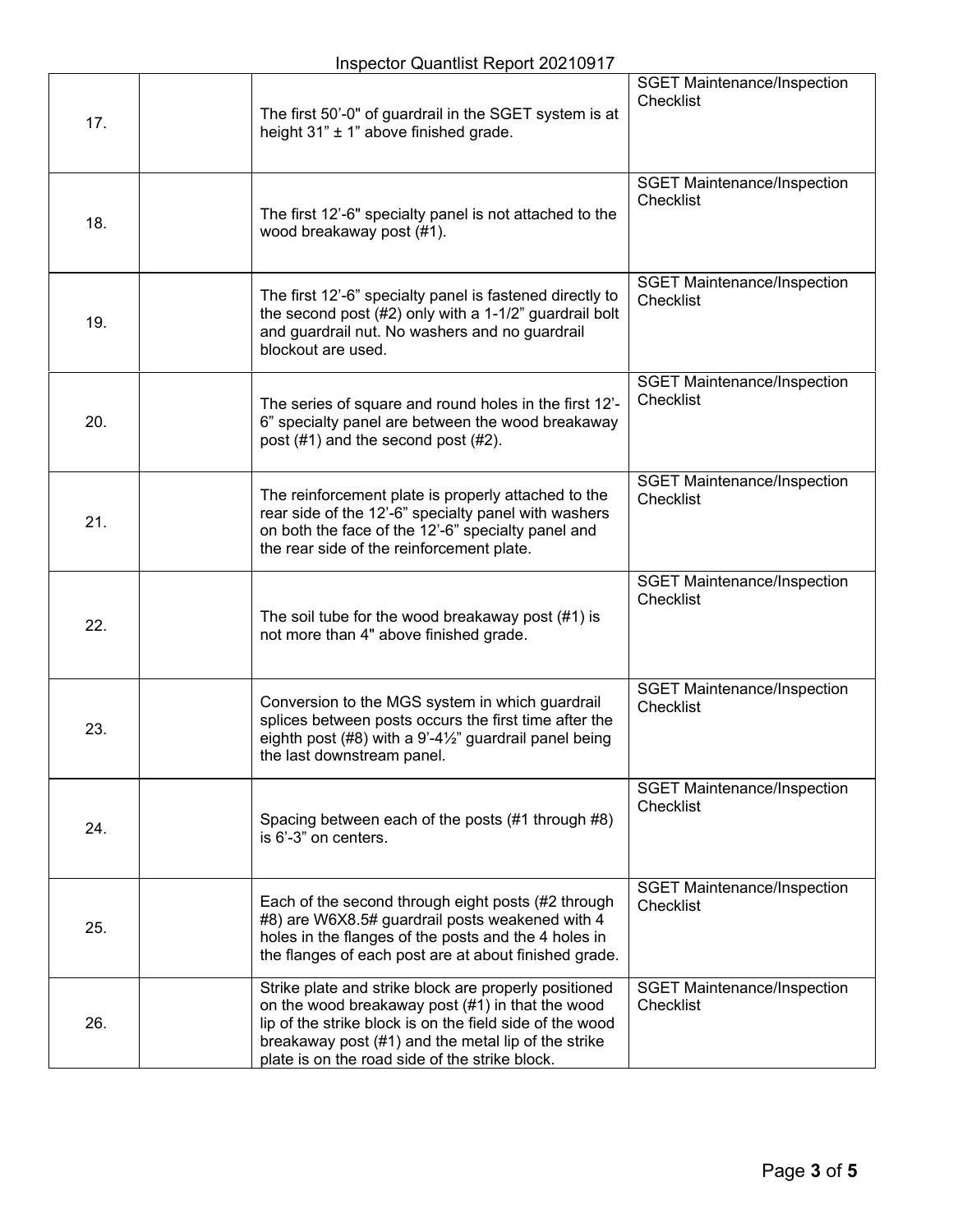| | | | |
|---|---|---|---|
| 17. | | The first 50'-0" of guardrail in the SGET system is at height 31" ± 1" above finished grade. | SGET Maintenance/Inspection Checklist |
| 18. | | The first 12'-6" specialty panel is not attached to the wood breakaway post (#1). | SGET Maintenance/Inspection Checklist |
| 19. | | The first 12'-6" specialty panel is fastened directly to the second post (#2) only with a 1-1/2" guardrail bolt and guardrail nut. No washers and no guardrail blockout are used. | SGET Maintenance/Inspection Checklist |
| 20. | | The series of square and round holes in the first 12'-6" specialty panel are between the wood breakaway post (#1) and the second post (#2). | SGET Maintenance/Inspection Checklist |
| 21. | | The reinforcement plate is properly attached to the rear side of the 12'-6" specialty panel with washers on both the face of the 12'-6" specialty panel and the rear side of the reinforcement plate. | SGET Maintenance/Inspection Checklist |
| 22. | | The soil tube for the wood breakaway post (#1) is not more than 4" above finished grade. | SGET Maintenance/Inspection Checklist |
| 23. | | Conversion to the MGS system in which guardrail splices between posts occurs the first time after the eighth post (#8) with a 9'-4½" guardrail panel being the last downstream panel. | SGET Maintenance/Inspection Checklist |
| 24. | | Spacing between each of the posts (#1 through #8) is 6'-3" on centers. | SGET Maintenance/Inspection Checklist |
| 25. | | Each of the second through eight posts (#2 through #8) are W6X8.5# guardrail posts weakened with 4 holes in the flanges of the posts and the 4 holes in the flanges of each post are at about finished grade. | SGET Maintenance/Inspection Checklist |
| 26. | | Strike plate and strike block are properly positioned on the wood breakaway post (#1) in that the wood lip of the strike block is on the field side of the wood breakaway post (#1) and the metal lip of the strike plate is on the road side of the strike block. | SGET Maintenance/Inspection Checklist |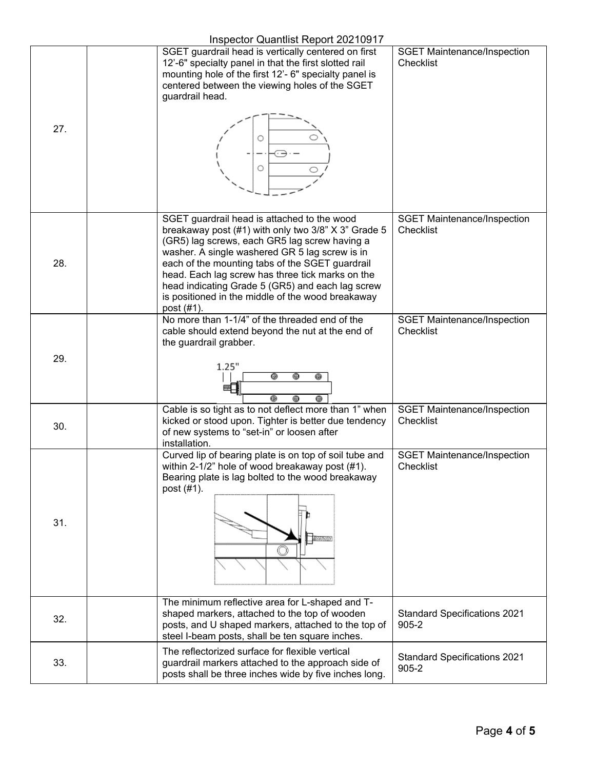| 27. | | SGET guardrail head is vertically centered on first 12'-6" specialty panel in that the first slotted rail mounting hole of the first 12'- 6" specialty panel is centered between the viewing holes of the SGET guardrail head. | SGET Maintenance/Inspection Checklist |
|---|---|---|---|
| 28. | | SGET guardrail head is attached to the wood breakaway post (#1) with only two 3/8" X 3" Grade 5 (GR5) lag screws, each GR5 lag screw having a washer. A single washered GR 5 lag screw is in each of the mounting tabs of the SGET guardrail head. Each lag screw has three tick marks on the head indicating Grade 5 (GR5) and each lag screw is positioned in the middle of the wood breakaway post (#1). | SGET Maintenance/Inspection Checklist |
| 29. | | No more than 1-1/4" of the threaded end of the cable should extend beyond the nut at the end of the guardrail grabber. | SGET Maintenance/Inspection Checklist |
| 30. | | Cable is so tight as to not deflect more than 1" when kicked or stood upon. Tighter is better due tendency of new systems to "set-in" or loosen after installation. | SGET Maintenance/Inspection Checklist |
| 31. | | Curved lip of bearing plate is on top of soil tube and within 2-1/2" hole of wood breakaway post (#1). Bearing plate is lag bolted to the wood breakaway post (#1). | SGET Maintenance/Inspection Checklist |
| 32. | | The minimum reflective area for L-shaped and T-shaped markers, attached to the top of wooden posts, and U shaped markers, attached to the top of steel I-beam posts, shall be ten square inches. | Standard Specifications 2021 905-2 |
| 33. | | The reflectorized surface for flexible vertical guardrail markers attached to the approach side of posts shall be three inches wide by five inches long. | Standard Specifications 2021 905-2 |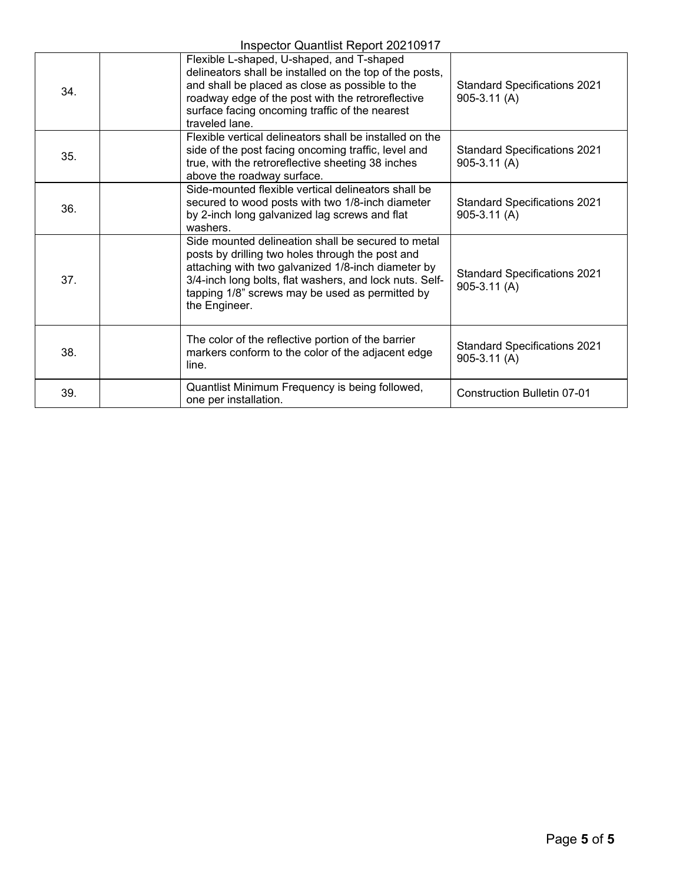| | | | |
|---|---|---|---|
| 34. | | Flexible L-shaped, U-shaped, and T-shaped delineators shall be installed on the top of the posts, and shall be placed as close as possible to the roadway edge of the post with the retroreflective surface facing oncoming traffic of the nearest traveled lane. | Standard Specifications 2021 905-3.11 (A) |
| 35. | | Flexible vertical delineators shall be installed on the side of the post facing oncoming traffic, level and true, with the retroreflective sheeting 38 inches above the roadway surface. | Standard Specifications 2021 905-3.11 (A) |
| 36. | | Side-mounted flexible vertical delineators shall be secured to wood posts with two 1/8-inch diameter by 2-inch long galvanized lag screws and flat washers. | Standard Specifications 2021 905-3.11 (A) |
| 37. | | Side mounted delineation shall be secured to metal posts by drilling two holes through the post and attaching with two galvanized 1/8-inch diameter by 3/4-inch long bolts, flat washers, and lock nuts. Self-tapping 1/8" screws may be used as permitted by the Engineer. | Standard Specifications 2021 905-3.11 (A) |
| 38. | | The color of the reflective portion of the barrier markers conform to the color of the adjacent edge line. | Standard Specifications 2021 905-3.11 (A) |
| 39. | | Quantlist Minimum Frequency is being followed, one per installation. | Construction Bulletin 07-01 |